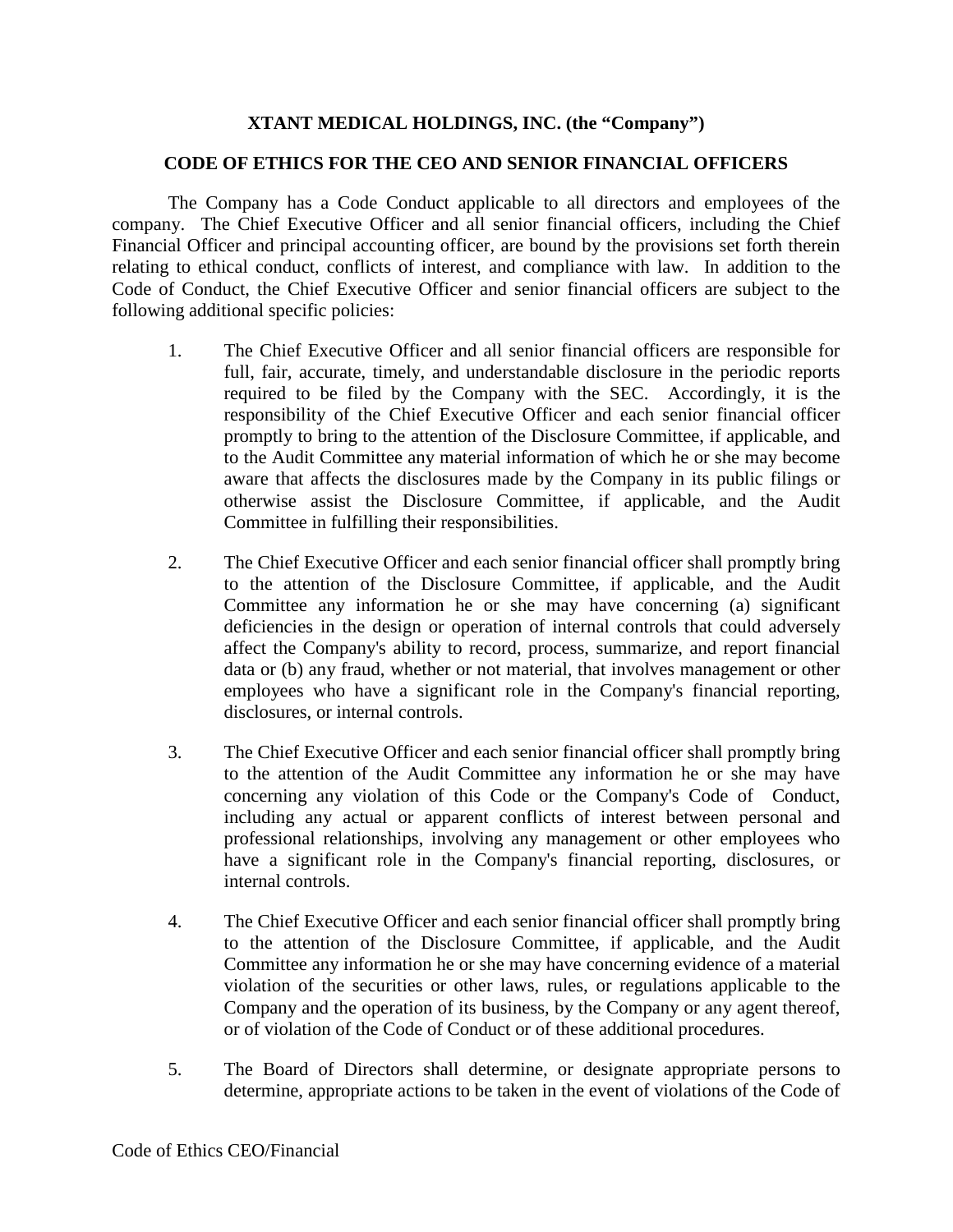**XTANT MEDICAL HOLDINGS, INC. (the "Company")**

**CODE OF ETHICS FOR THE CEO AND SENIOR FINANCIAL OFFICERS**

The Company has a Code Conduct applicable to all directors and employees of the company. The Chief Executive Officer and all senior financial officers, including the Chief Financial Officer and principal accounting officer, are bound by the provisions set forth therein relating to ethical conduct, conflicts of interest, and compliance with law. In addition to the Code of Conduct, the Chief Executive Officer and senior financial officers are subject to the following additional specific policies:

1. The Chief Executive Officer and all senior financial officers are responsible for full, fair, accurate, timely, and understandable disclosure in the periodic reports required to be filed by the Company with the SEC. Accordingly, it is the responsibility of the Chief Executive Officer and each senior financial officer promptly to bring to the attention of the Disclosure Committee, if applicable, and to the Audit Committee any material information of which he or she may become aware that affects the disclosures made by the Company in its public filings or otherwise assist the Disclosure Committee, if applicable, and the Audit Committee in fulfilling their responsibilities.

2. The Chief Executive Officer and each senior financial officer shall promptly bring to the attention of the Disclosure Committee, if applicable, and the Audit Committee any information he or she may have concerning (a) significant deficiencies in the design or operation of internal controls that could adversely affect the Company's ability to record, process, summarize, and report financial data or (b) any fraud, whether or not material, that involves management or other employees who have a significant role in the Company's financial reporting, disclosures, or internal controls.

3. The Chief Executive Officer and each senior financial officer shall promptly bring to the attention of the Audit Committee any information he or she may have concerning any violation of this Code or the Company's Code of Conduct, including any actual or apparent conflicts of interest between personal and professional relationships, involving any management or other employees who have a significant role in the Company's financial reporting, disclosures, or internal controls.

4. The Chief Executive Officer and each senior financial officer shall promptly bring to the attention of the Disclosure Committee, if applicable, and the Audit Committee any information he or she may have concerning evidence of a material violation of the securities or other laws, rules, or regulations applicable to the Company and the operation of its business, by the Company or any agent thereof, or of violation of the Code of Conduct or of these additional procedures.

5. The Board of Directors shall determine, or designate appropriate persons to determine, appropriate actions to be taken in the event of violations of the Code of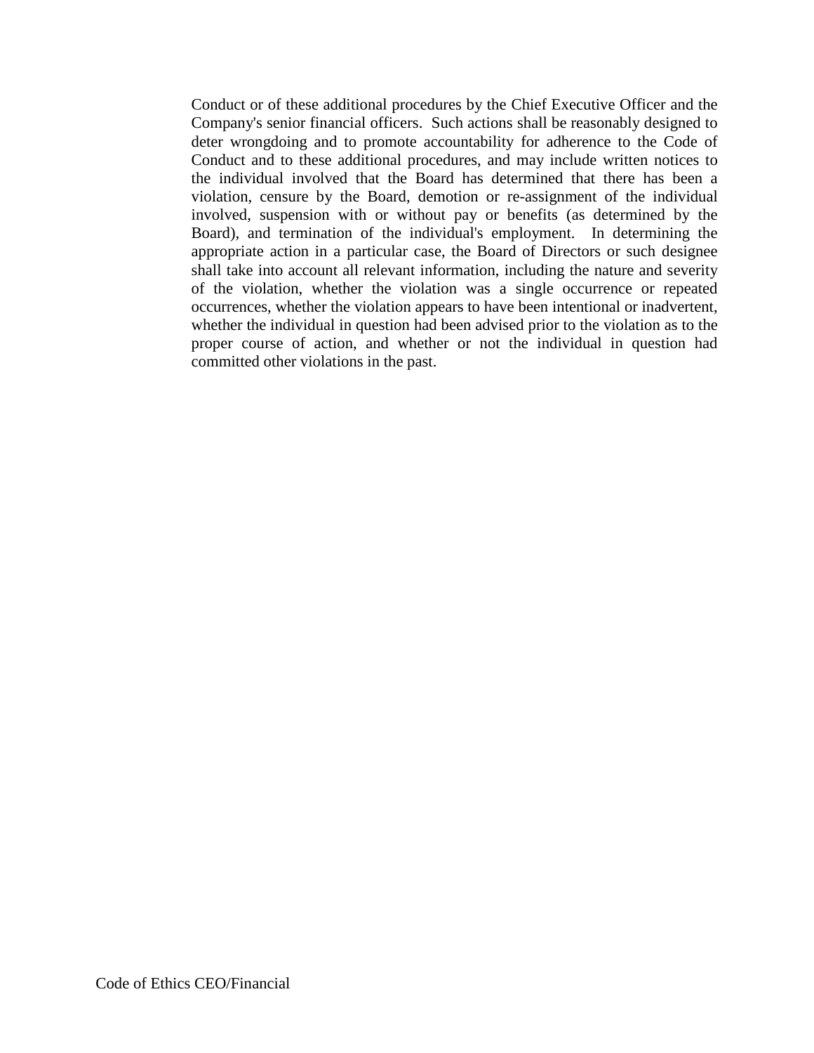Conduct or of these additional procedures by the Chief Executive Officer and the Company's senior financial officers. Such actions shall be reasonably designed to deter wrongdoing and to promote accountability for adherence to the Code of Conduct and to these additional procedures, and may include written notices to the individual involved that the Board has determined that there has been a violation, censure by the Board, demotion or re-assignment of the individual involved, suspension with or without pay or benefits (as determined by the Board), and termination of the individual's employment. In determining the appropriate action in a particular case, the Board of Directors or such designee shall take into account all relevant information, including the nature and severity of the violation, whether the violation was a single occurrence or repeated occurrences, whether the violation appears to have been intentional or inadvertent, whether the individual in question had been advised prior to the violation as to the proper course of action, and whether or not the individual in question had committed other violations in the past.